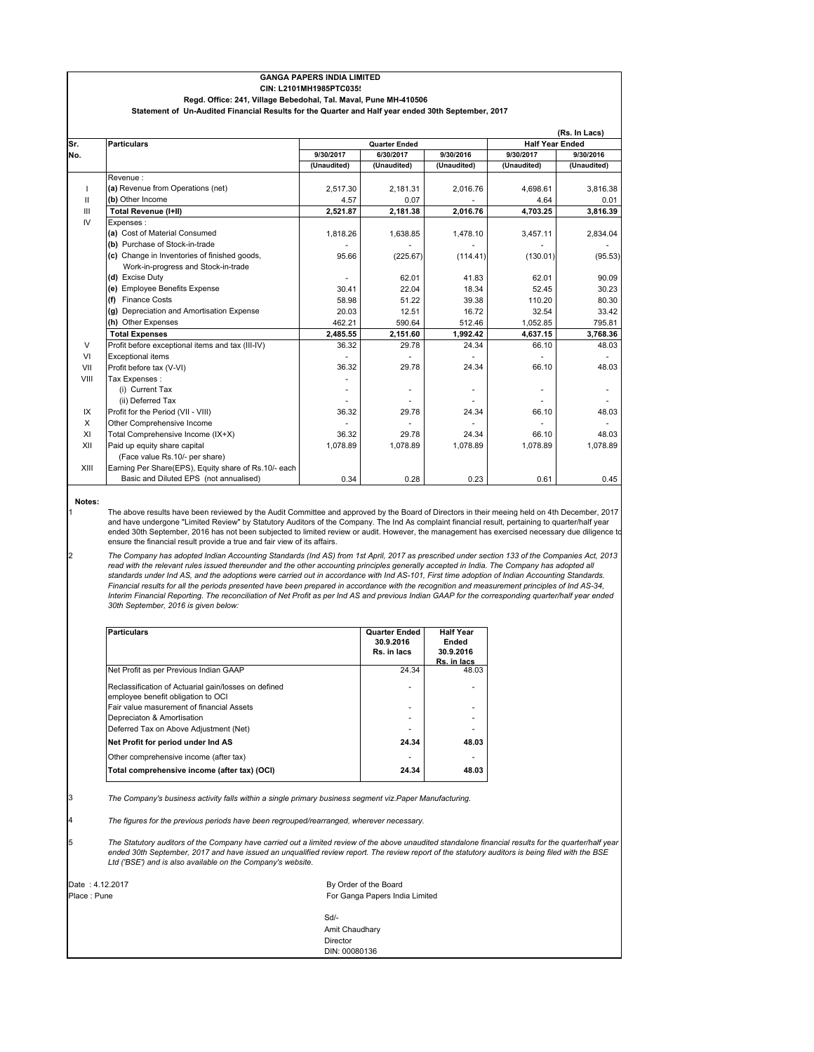# GANGA PAPERS INDIA LIMITED

**CIN: L2101MH1985PTC035**

**Regd. Office: 241, Village Bebedohal, Tal. Maval, Pune MH-410506**

**Statement of Un-Audited Financial Results for the Quarter and Half year ended 30th September, 2017**

(Rs. In Lacs)

| Sr. No. | Particulars | Quarter Ended | | | Half Year Ended | |
|---|---|---|---|---|---|---|
| | | 9/30/2017 | 6/30/2017 | 9/30/2016 | 9/30/2017 | 9/30/2016 |
| | | (Unaudited) | (Unaudited) | (Unaudited) | (Unaudited) | (Unaudited) |
| | Revenue : | | | | | |
| I | (a) Revenue from Operations (net) | 2,517.30 | 2,181.31 | 2,016.76 | 4,698.61 | 3,816.38 |
| II | (b) Other Income | 4.57 | 0.07 | - | 4.64 | 0.01 |
| III | **Total Revenue (I+II)** | **2,521.87** | **2,181.38** | **2,016.76** | **4,703.25** | **3,816.39** |
| IV | Expenses : | | | | | |
| | (a) Cost of Material Consumed | 1,818.26 | 1,638.85 | 1,478.10 | 3,457.11 | 2,834.04 |
| | (b) Purchase of Stock-in-trade | - | - | - | - | - |
| | (c) Change in Inventories of finished goods, Work-in-progress and Stock-in-trade | 95.66 | (225.67) | (114.41) | (130.01) | (95.53) |
| | (d) Excise Duty | - | 62.01 | 41.83 | 62.01 | 90.09 |
| | (e) Employee Benefits Expense | 30.41 | 22.04 | 18.34 | 52.45 | 30.23 |
| | (f) Finance Costs | 58.98 | 51.22 | 39.38 | 110.20 | 80.30 |
| | (g) Depreciation and Amortisation Expense | 20.03 | 12.51 | 16.72 | 32.54 | 33.42 |
| | (h) Other Expenses | 462.21 | 590.64 | 512.46 | 1,052.85 | 795.81 |
| | **Total Expenses** | **2,485.55** | **2,151.60** | **1,992.42** | **4,637.15** | **3,768.36** |
| V | Profit before exceptional items and tax (III-IV) | 36.32 | 29.78 | 24.34 | 66.10 | 48.03 |
| VI | Exceptional items | - | - | - | - | - |
| VII | Profit before tax (V-VI) | 36.32 | 29.78 | 24.34 | 66.10 | 48.03 |
| VIII | Tax Expenses : | - | | | | |
| | (i) Current Tax | - | - | - | - | - |
| | (ii) Deferred Tax | - | - | - | - | - |
| IX | Profit for the Period (VII - VIII) | 36.32 | 29.78 | 24.34 | 66.10 | 48.03 |
| X | Other Comprehensive Income | - | - | - | - | - |
| XI | Total Comprehensive Income (IX+X) | 36.32 | 29.78 | 24.34 | 66.10 | 48.03 |
| XII | Paid up equity share capital (Face value Rs.10/- per share) | 1,078.89 | 1,078.89 | 1,078.89 | 1,078.89 | 1,078.89 |
| XIII | Earning Per Share(EPS), Equity share of Rs.10/- each Basic and Diluted EPS (not annualised) | 0.34 | 0.28 | 0.23 | 0.61 | 0.45 |

**Notes:**

1. The above results have been reviewed by the Audit Committee and approved by the Board of Directors in their meeing held on 4th December, 2017 and have undergone "Limited Review" by Statutory Auditors of the Company. The Ind As complaint financial result, pertaining to quarter/half year ended 30th September, 2016 has not been subjected to limited review or audit. However, the management has exercised necessary due diligence to ensure the financial result provide a true and fair view of its affairs.

2. *The Company has adopted Indian Accounting Standards (Ind AS) from 1st April, 2017 as prescribed under section 133 of the Companies Act, 2013 read with the relevant rules issued thereunder and the other accounting principles generally accepted in India. The Company has adopted all standards under Ind AS, and the adoptions were carried out in accordance with Ind AS-101, First time adoption of Indian Accounting Standards. Financial results for all the periods presented have been prepared in accordance with the recognition and measurement principles of Ind AS-34, Interim Financial Reporting. The reconciliation of Net Profit as per Ind AS and previous Indian GAAP for the corresponding quarter/half year ended 30th September, 2016 is given below:*

| Particulars | Quarter Ended 30.9.2016 Rs. in lacs | Half Year Ended 30.9.2016 Rs. in lacs |
|---|---|---|
| Net Profit as per Previous Indian GAAP | 24.34 | 48.03 |
| Reclassification of Actuarial gain/losses on defined employee benefit obligation to OCI | - | - |
| Fair value masurement of financial Assets | - | - |
| Depreciaton & Amortisation | - | - |
| Deferred Tax on Above Adjustment (Net) | - | - |
| **Net Profit for period under Ind AS** | **24.34** | **48.03** |
| Other comprehensive income (after tax) | - | - |
| **Total comprehensive income (after tax) (OCI)** | **24.34** | **48.03** |

3. *The Company's business activity falls within a single primary business segment viz.Paper Manufacturing.*

4. *The figures for the previous periods have been regrouped/rearranged, wherever necessary.*

5. *The Statutory auditors of the Company have carried out a limited review of the above unaudited standalone financial results for the quarter/half year ended 30th September, 2017 and have issued an unqualified review report. The review report of the statutory auditors is being filed with the BSE Ltd ('BSE') and is also available on the Company's website.*

Date : 4.12.2017
Place : Pune

By Order of the Board
For Ganga Papers India Limited

Sd/-
Amit Chaudhary
Director
DIN: 00080136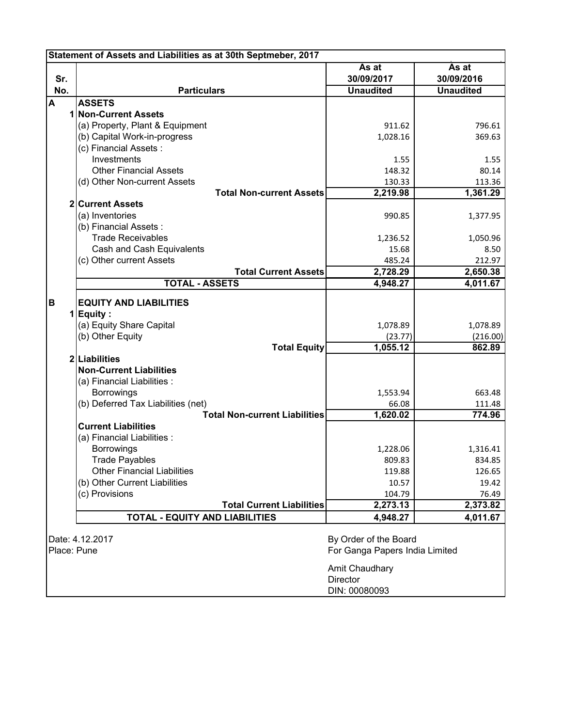| Statement of Assets and Liabilities as at 30th Septmeber, 2017 | | | |
|---|---|---|---|
| Sr. No. | Particulars | As at 30/09/2017 Unaudited | As at 30/09/2016 Unaudited |
| A | ASSETS | | |
| 1 | Non-Current Assets | | |
| | (a) Property, Plant & Equipment | 911.62 | 796.61 |
| | (b) Capital Work-in-progress | 1,028.16 | 369.63 |
| | (c) Financial Assets : | | |
| | Investments | 1.55 | 1.55 |
| | Other Financial Assets | 148.32 | 80.14 |
| | (d) Other Non-current Assets | 130.33 | 113.36 |
| | Total Non-current Assets | 2,219.98 | 1,361.29 |
| 2 | Current Assets | | |
| | (a) Inventories | 990.85 | 1,377.95 |
| | (b) Financial Assets : | | |
| | Trade Receivables | 1,236.52 | 1,050.96 |
| | Cash and Cash Equivalents | 15.68 | 8.50 |
| | (c) Other current Assets | 485.24 | 212.97 |
| | Total Current Assets | 2,728.29 | 2,650.38 |
| | TOTAL - ASSETS | 4,948.27 | 4,011.67 |
| B | EQUITY AND LIABILITIES | | |
| 1 | Equity : | | |
| | (a) Equity Share Capital | 1,078.89 | 1,078.89 |
| | (b) Other Equity | (23.77) | (216.00) |
| | Total Equity | 1,055.12 | 862.89 |
| 2 | Liabilities | | |
| | Non-Current Liabilities | | |
| | (a) Financial Liabilities : | | |
| | Borrowings | 1,553.94 | 663.48 |
| | (b) Deferred Tax Liabilities (net) | 66.08 | 111.48 |
| | Total Non-current Liabilities | 1,620.02 | 774.96 |
| | Current Liabilities | | |
| | (a) Financial Liabilities : | | |
| | Borrowings | 1,228.06 | 1,316.41 |
| | Trade Payables | 809.83 | 834.85 |
| | Other Financial Liabilities | 119.88 | 126.65 |
| | (b) Other Current Liabilities | 10.57 | 19.42 |
| | (c) Provisions | 104.79 | 76.49 |
| | Total Current Liabilities | 2,273.13 | 2,373.82 |
| | TOTAL - EQUITY AND LIABILITIES | 4,948.27 | 4,011.67 |

Date: 4.12.2017
Place: Pune

By Order of the Board
For Ganga Papers India Limited

Amit Chaudhary
Director
DIN: 00080093